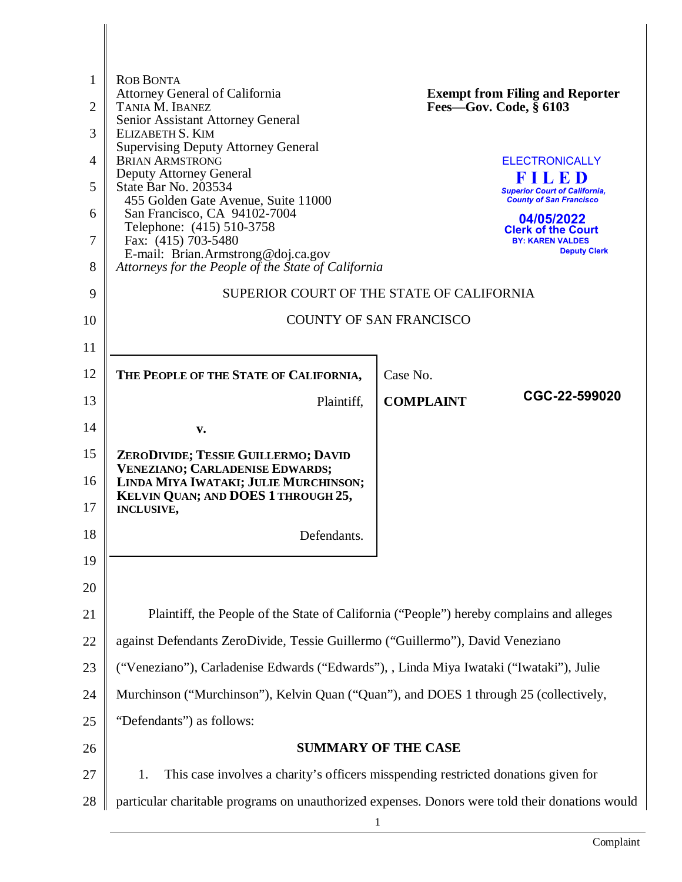ROB BONTA
Attorney General of California
TANIA M. IBANEZ
Senior Assistant Attorney General
ELIZABETH S. KIM
Supervising Deputy Attorney General
BRIAN ARMSTRONG
Deputy Attorney General
State Bar No. 203534
455 Golden Gate Avenue, Suite 11000
San Francisco, CA 94102-7004
Telephone: (415) 510-3758
Fax: (415) 703-5480
E-mail: Brian.Armstrong@doj.ca.gov
*Attorneys for the People of the State of California*

**Exempt from Filing and Reporter Fees—Gov. Code, § 6103**

ELECTRONICALLY
**FILED**
*Superior Court of California, County of San Francisco*
**04/05/2022**
**Clerk of the Court**
BY: KAREN VALDES
Deputy Clerk

SUPERIOR COURT OF THE STATE OF CALIFORNIA

COUNTY OF SAN FRANCISCO

| | |
|---|---|
| **THE PEOPLE OF THE STATE OF CALIFORNIA,** Plaintiff, **v.** **ZERODIVIDE; TESSIE GUILLERMO; DAVID VENEZIANO; CARLADENISE EDWARDS; LINDA MIYA IWATAKI; JULIE MURCHINSON; KELVIN QUAN; AND DOES 1 THROUGH 25, INCLUSIVE,** Defendants. | Case No. **CGC-22-599020** **COMPLAINT** |

Plaintiff, the People of the State of California ("People") hereby complains and alleges against Defendants ZeroDivide, Tessie Guillermo ("Guillermo"), David Veneziano ("Veneziano"), Carladenise Edwards ("Edwards"), , Linda Miya Iwataki ("Iwataki"), Julie Murchinson ("Murchinson"), Kelvin Quan ("Quan"), and DOES 1 through 25 (collectively, "Defendants") as follows:

**SUMMARY OF THE CASE**

1. This case involves a charity's officers misspending restricted donations given for particular charitable programs on unauthorized expenses. Donors were told their donations would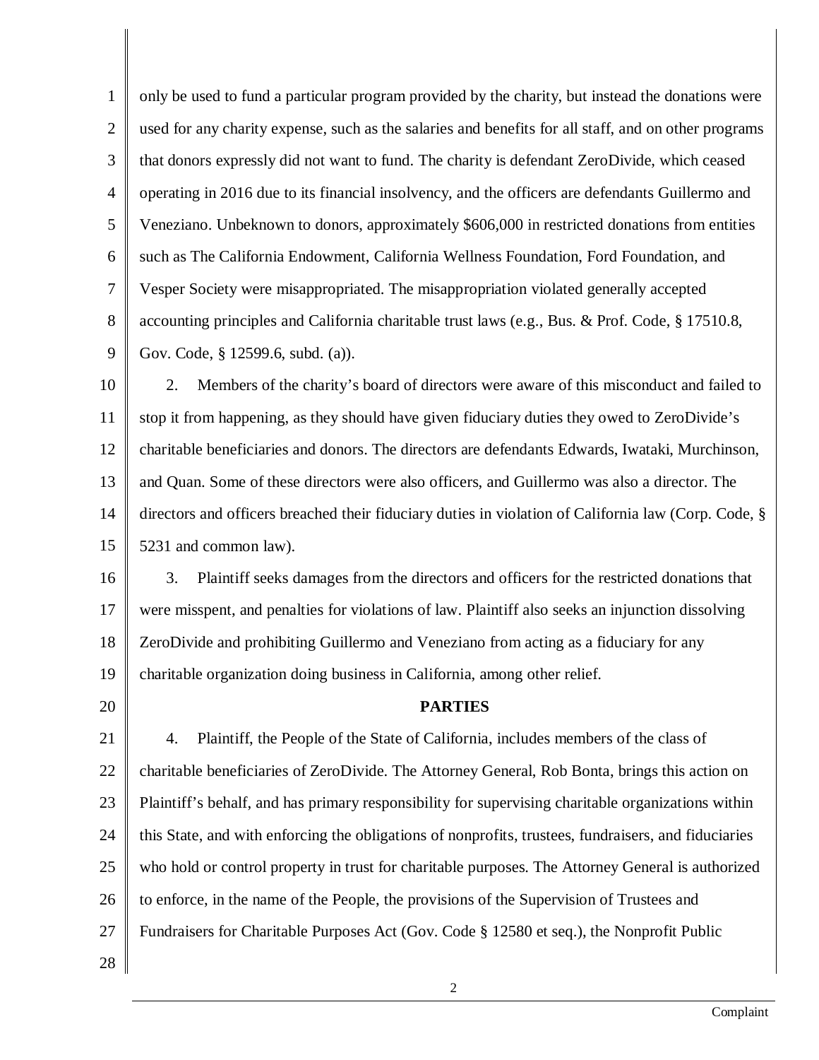only be used to fund a particular program provided by the charity, but instead the donations were used for any charity expense, such as the salaries and benefits for all staff, and on other programs that donors expressly did not want to fund. The charity is defendant ZeroDivide, which ceased operating in 2016 due to its financial insolvency, and the officers are defendants Guillermo and Veneziano. Unbeknown to donors, approximately $606,000 in restricted donations from entities such as The California Endowment, California Wellness Foundation, Ford Foundation, and Vesper Society were misappropriated. The misappropriation violated generally accepted accounting principles and California charitable trust laws (e.g., Bus. & Prof. Code, § 17510.8, Gov. Code, § 12599.6, subd. (a)).

2. Members of the charity's board of directors were aware of this misconduct and failed to stop it from happening, as they should have given fiduciary duties they owed to ZeroDivide's charitable beneficiaries and donors. The directors are defendants Edwards, Iwataki, Murchinson, and Quan. Some of these directors were also officers, and Guillermo was also a director. The directors and officers breached their fiduciary duties in violation of California law (Corp. Code, § 5231 and common law).

3. Plaintiff seeks damages from the directors and officers for the restricted donations that were misspent, and penalties for violations of law. Plaintiff also seeks an injunction dissolving ZeroDivide and prohibiting Guillermo and Veneziano from acting as a fiduciary for any charitable organization doing business in California, among other relief.

## PARTIES

4. Plaintiff, the People of the State of California, includes members of the class of charitable beneficiaries of ZeroDivide. The Attorney General, Rob Bonta, brings this action on Plaintiff's behalf, and has primary responsibility for supervising charitable organizations within this State, and with enforcing the obligations of nonprofits, trustees, fundraisers, and fiduciaries who hold or control property in trust for charitable purposes. The Attorney General is authorized to enforce, in the name of the People, the provisions of the Supervision of Trustees and Fundraisers for Charitable Purposes Act (Gov. Code § 12580 et seq.), the Nonprofit Public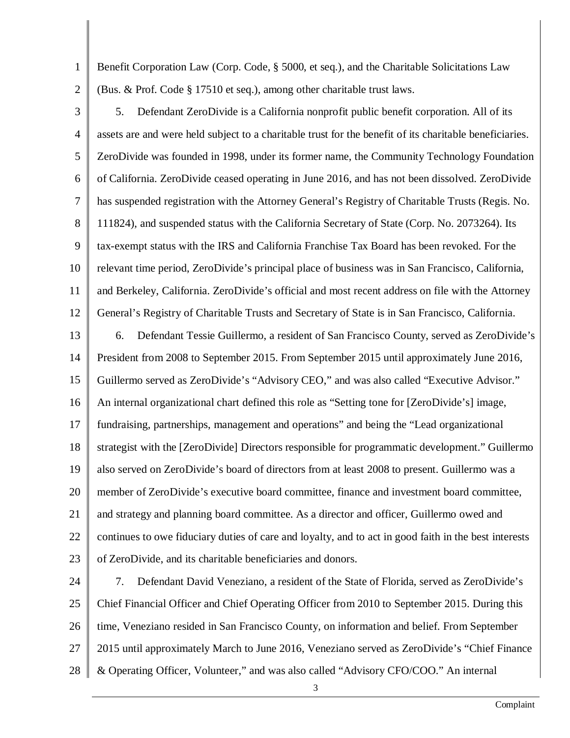Benefit Corporation Law (Corp. Code, § 5000, et seq.), and the Charitable Solicitations Law (Bus. & Prof. Code § 17510 et seq.), among other charitable trust laws.

5. Defendant ZeroDivide is a California nonprofit public benefit corporation. All of its assets are and were held subject to a charitable trust for the benefit of its charitable beneficiaries. ZeroDivide was founded in 1998, under its former name, the Community Technology Foundation of California. ZeroDivide ceased operating in June 2016, and has not been dissolved. ZeroDivide has suspended registration with the Attorney General's Registry of Charitable Trusts (Regis. No. 111824), and suspended status with the California Secretary of State (Corp. No. 2073264). Its tax-exempt status with the IRS and California Franchise Tax Board has been revoked. For the relevant time period, ZeroDivide's principal place of business was in San Francisco, California, and Berkeley, California. ZeroDivide's official and most recent address on file with the Attorney General's Registry of Charitable Trusts and Secretary of State is in San Francisco, California.

6. Defendant Tessie Guillermo, a resident of San Francisco County, served as ZeroDivide's President from 2008 to September 2015. From September 2015 until approximately June 2016, Guillermo served as ZeroDivide's "Advisory CEO," and was also called "Executive Advisor." An internal organizational chart defined this role as "Setting tone for [ZeroDivide's] image, fundraising, partnerships, management and operations" and being the "Lead organizational strategist with the [ZeroDivide] Directors responsible for programmatic development." Guillermo also served on ZeroDivide's board of directors from at least 2008 to present. Guillermo was a member of ZeroDivide's executive board committee, finance and investment board committee, and strategy and planning board committee. As a director and officer, Guillermo owed and continues to owe fiduciary duties of care and loyalty, and to act in good faith in the best interests of ZeroDivide, and its charitable beneficiaries and donors.

7. Defendant David Veneziano, a resident of the State of Florida, served as ZeroDivide's Chief Financial Officer and Chief Operating Officer from 2010 to September 2015. During this time, Veneziano resided in San Francisco County, on information and belief. From September 2015 until approximately March to June 2016, Veneziano served as ZeroDivide's "Chief Finance & Operating Officer, Volunteer," and was also called "Advisory CFO/COO." An internal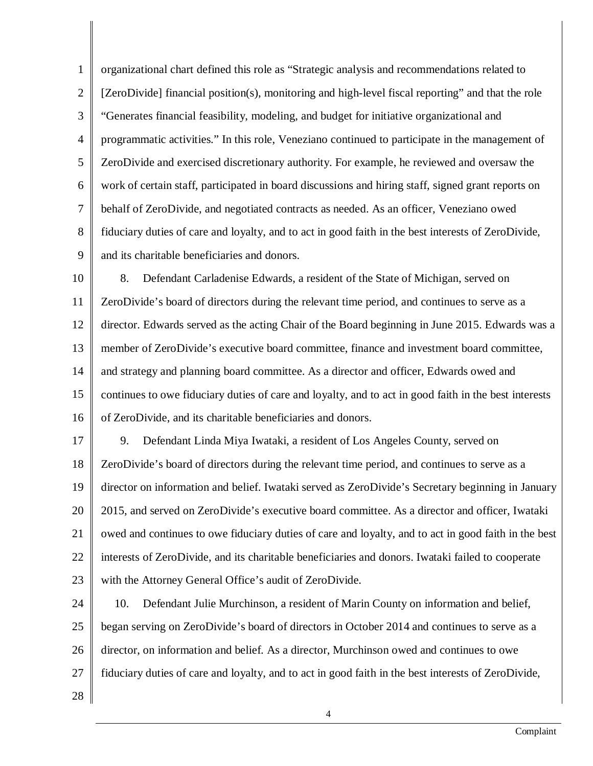organizational chart defined this role as "Strategic analysis and recommendations related to [ZeroDivide] financial position(s), monitoring and high-level fiscal reporting" and that the role "Generates financial feasibility, modeling, and budget for initiative organizational and programmatic activities." In this role, Veneziano continued to participate in the management of ZeroDivide and exercised discretionary authority. For example, he reviewed and oversaw the work of certain staff, participated in board discussions and hiring staff, signed grant reports on behalf of ZeroDivide, and negotiated contracts as needed. As an officer, Veneziano owed fiduciary duties of care and loyalty, and to act in good faith in the best interests of ZeroDivide, and its charitable beneficiaries and donors.

8. Defendant Carladenise Edwards, a resident of the State of Michigan, served on ZeroDivide's board of directors during the relevant time period, and continues to serve as a director. Edwards served as the acting Chair of the Board beginning in June 2015. Edwards was a member of ZeroDivide's executive board committee, finance and investment board committee, and strategy and planning board committee. As a director and officer, Edwards owed and continues to owe fiduciary duties of care and loyalty, and to act in good faith in the best interests of ZeroDivide, and its charitable beneficiaries and donors.

9. Defendant Linda Miya Iwataki, a resident of Los Angeles County, served on ZeroDivide's board of directors during the relevant time period, and continues to serve as a director on information and belief. Iwataki served as ZeroDivide's Secretary beginning in January 2015, and served on ZeroDivide's executive board committee. As a director and officer, Iwataki owed and continues to owe fiduciary duties of care and loyalty, and to act in good faith in the best interests of ZeroDivide, and its charitable beneficiaries and donors. Iwataki failed to cooperate with the Attorney General Office's audit of ZeroDivide.

10. Defendant Julie Murchinson, a resident of Marin County on information and belief, began serving on ZeroDivide's board of directors in October 2014 and continues to serve as a director, on information and belief. As a director, Murchinson owed and continues to owe fiduciary duties of care and loyalty, and to act in good faith in the best interests of ZeroDivide,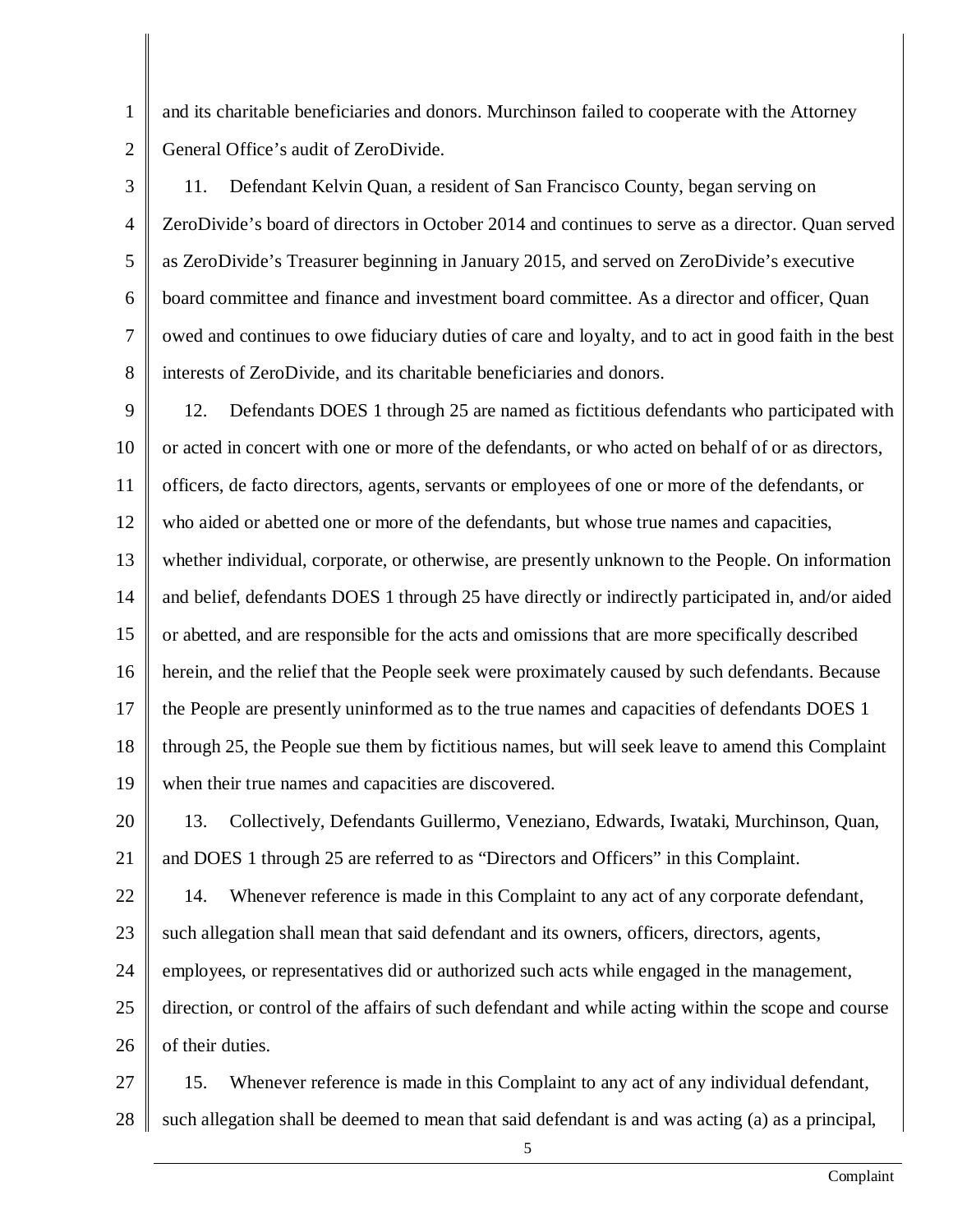and its charitable beneficiaries and donors. Murchinson failed to cooperate with the Attorney General Office's audit of ZeroDivide.

11. Defendant Kelvin Quan, a resident of San Francisco County, began serving on ZeroDivide's board of directors in October 2014 and continues to serve as a director. Quan served as ZeroDivide's Treasurer beginning in January 2015, and served on ZeroDivide's executive board committee and finance and investment board committee. As a director and officer, Quan owed and continues to owe fiduciary duties of care and loyalty, and to act in good faith in the best interests of ZeroDivide, and its charitable beneficiaries and donors.

12. Defendants DOES 1 through 25 are named as fictitious defendants who participated with or acted in concert with one or more of the defendants, or who acted on behalf of or as directors, officers, de facto directors, agents, servants or employees of one or more of the defendants, or who aided or abetted one or more of the defendants, but whose true names and capacities, whether individual, corporate, or otherwise, are presently unknown to the People. On information and belief, defendants DOES 1 through 25 have directly or indirectly participated in, and/or aided or abetted, and are responsible for the acts and omissions that are more specifically described herein, and the relief that the People seek were proximately caused by such defendants. Because the People are presently uninformed as to the true names and capacities of defendants DOES 1 through 25, the People sue them by fictitious names, but will seek leave to amend this Complaint when their true names and capacities are discovered.

13. Collectively, Defendants Guillermo, Veneziano, Edwards, Iwataki, Murchinson, Quan, and DOES 1 through 25 are referred to as "Directors and Officers" in this Complaint.

14. Whenever reference is made in this Complaint to any act of any corporate defendant, such allegation shall mean that said defendant and its owners, officers, directors, agents, employees, or representatives did or authorized such acts while engaged in the management, direction, or control of the affairs of such defendant and while acting within the scope and course of their duties.

15. Whenever reference is made in this Complaint to any act of any individual defendant, such allegation shall be deemed to mean that said defendant is and was acting (a) as a principal,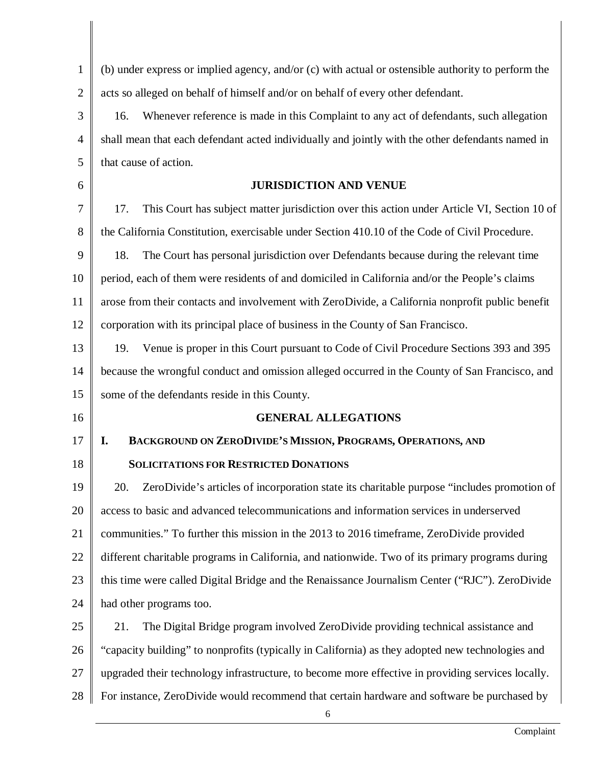(b) under express or implied agency, and/or (c) with actual or ostensible authority to perform the acts so alleged on behalf of himself and/or on behalf of every other defendant.

16. Whenever reference is made in this Complaint to any act of defendants, such allegation shall mean that each defendant acted individually and jointly with the other defendants named in that cause of action.

## JURISDICTION AND VENUE

17. This Court has subject matter jurisdiction over this action under Article VI, Section 10 of the California Constitution, exercisable under Section 410.10 of the Code of Civil Procedure.

18. The Court has personal jurisdiction over Defendants because during the relevant time period, each of them were residents of and domiciled in California and/or the People's claims arose from their contacts and involvement with ZeroDivide, a California nonprofit public benefit corporation with its principal place of business in the County of San Francisco.

19. Venue is proper in this Court pursuant to Code of Civil Procedure Sections 393 and 395 because the wrongful conduct and omission alleged occurred in the County of San Francisco, and some of the defendants reside in this County.

## GENERAL ALLEGATIONS

### I. BACKGROUND ON ZERODIVIDE'S MISSION, PROGRAMS, OPERATIONS, AND SOLICITATIONS FOR RESTRICTED DONATIONS

20. ZeroDivide's articles of incorporation state its charitable purpose "includes promotion of access to basic and advanced telecommunications and information services in underserved communities." To further this mission in the 2013 to 2016 timeframe, ZeroDivide provided different charitable programs in California, and nationwide. Two of its primary programs during this time were called Digital Bridge and the Renaissance Journalism Center ("RJC"). ZeroDivide had other programs too.

21. The Digital Bridge program involved ZeroDivide providing technical assistance and "capacity building" to nonprofits (typically in California) as they adopted new technologies and upgraded their technology infrastructure, to become more effective in providing services locally. For instance, ZeroDivide would recommend that certain hardware and software be purchased by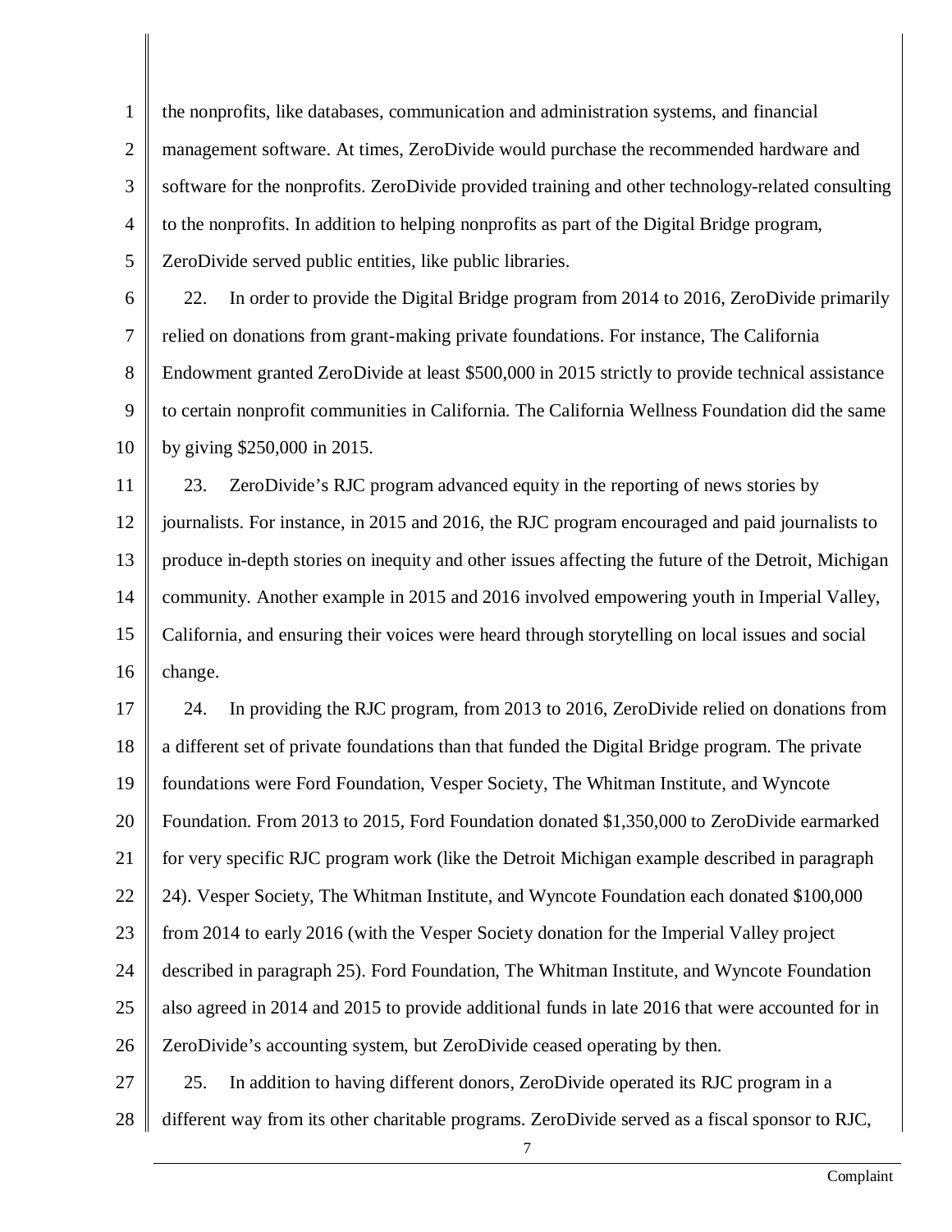the nonprofits, like databases, communication and administration systems, and financial management software. At times, ZeroDivide would purchase the recommended hardware and software for the nonprofits. ZeroDivide provided training and other technology-related consulting to the nonprofits. In addition to helping nonprofits as part of the Digital Bridge program, ZeroDivide served public entities, like public libraries.

22. In order to provide the Digital Bridge program from 2014 to 2016, ZeroDivide primarily relied on donations from grant-making private foundations. For instance, The California Endowment granted ZeroDivide at least $500,000 in 2015 strictly to provide technical assistance to certain nonprofit communities in California. The California Wellness Foundation did the same by giving $250,000 in 2015.

23. ZeroDivide's RJC program advanced equity in the reporting of news stories by journalists. For instance, in 2015 and 2016, the RJC program encouraged and paid journalists to produce in-depth stories on inequity and other issues affecting the future of the Detroit, Michigan community. Another example in 2015 and 2016 involved empowering youth in Imperial Valley, California, and ensuring their voices were heard through storytelling on local issues and social change.

24. In providing the RJC program, from 2013 to 2016, ZeroDivide relied on donations from a different set of private foundations than that funded the Digital Bridge program. The private foundations were Ford Foundation, Vesper Society, The Whitman Institute, and Wyncote Foundation. From 2013 to 2015, Ford Foundation donated $1,350,000 to ZeroDivide earmarked for very specific RJC program work (like the Detroit Michigan example described in paragraph 24). Vesper Society, The Whitman Institute, and Wyncote Foundation each donated $100,000 from 2014 to early 2016 (with the Vesper Society donation for the Imperial Valley project described in paragraph 25). Ford Foundation, The Whitman Institute, and Wyncote Foundation also agreed in 2014 and 2015 to provide additional funds in late 2016 that were accounted for in ZeroDivide's accounting system, but ZeroDivide ceased operating by then.

25. In addition to having different donors, ZeroDivide operated its RJC program in a different way from its other charitable programs. ZeroDivide served as a fiscal sponsor to RJC,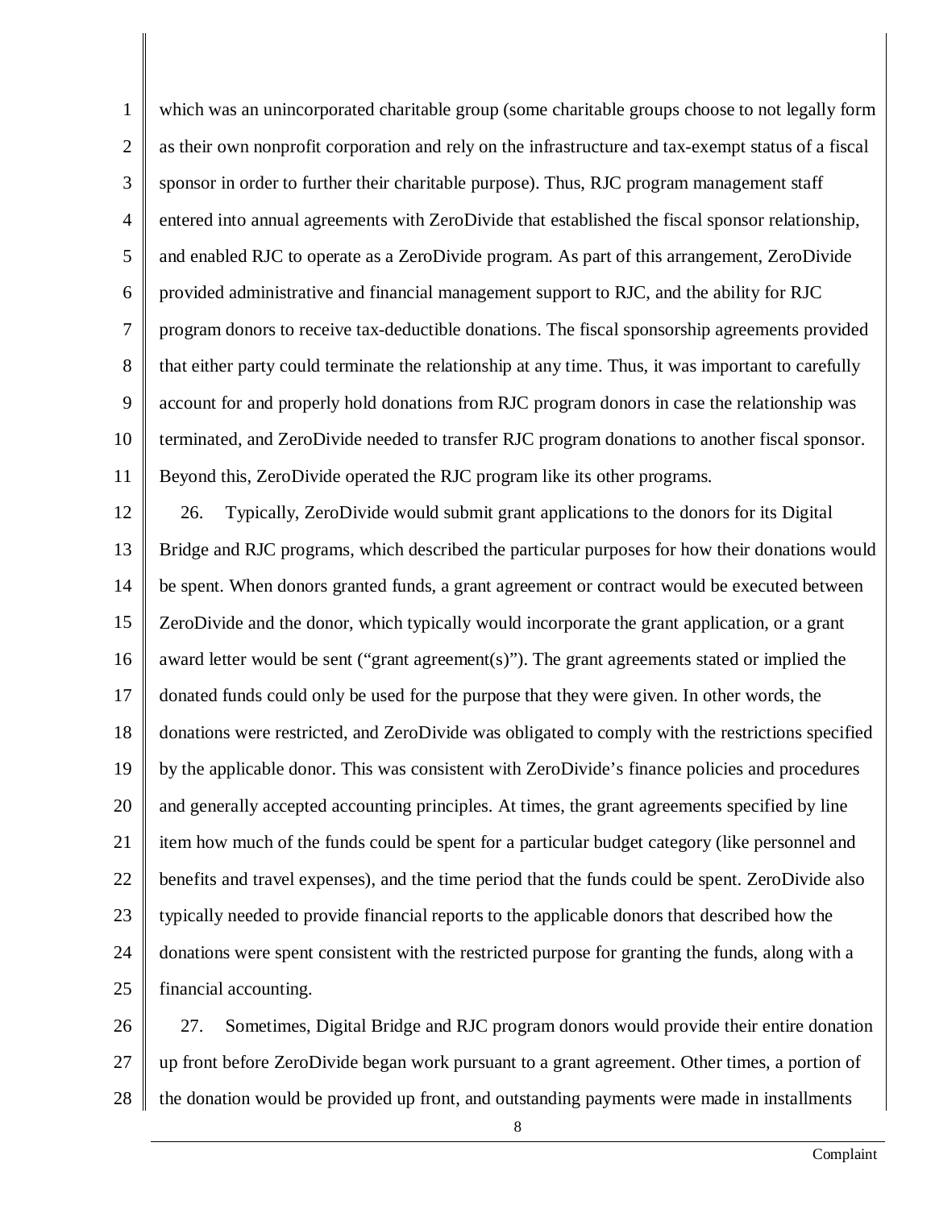which was an unincorporated charitable group (some charitable groups choose to not legally form as their own nonprofit corporation and rely on the infrastructure and tax-exempt status of a fiscal sponsor in order to further their charitable purpose). Thus, RJC program management staff entered into annual agreements with ZeroDivide that established the fiscal sponsor relationship, and enabled RJC to operate as a ZeroDivide program. As part of this arrangement, ZeroDivide provided administrative and financial management support to RJC, and the ability for RJC program donors to receive tax-deductible donations. The fiscal sponsorship agreements provided that either party could terminate the relationship at any time. Thus, it was important to carefully account for and properly hold donations from RJC program donors in case the relationship was terminated, and ZeroDivide needed to transfer RJC program donations to another fiscal sponsor. Beyond this, ZeroDivide operated the RJC program like its other programs.

26. Typically, ZeroDivide would submit grant applications to the donors for its Digital Bridge and RJC programs, which described the particular purposes for how their donations would be spent. When donors granted funds, a grant agreement or contract would be executed between ZeroDivide and the donor, which typically would incorporate the grant application, or a grant award letter would be sent ("grant agreement(s)"). The grant agreements stated or implied the donated funds could only be used for the purpose that they were given. In other words, the donations were restricted, and ZeroDivide was obligated to comply with the restrictions specified by the applicable donor. This was consistent with ZeroDivide's finance policies and procedures and generally accepted accounting principles. At times, the grant agreements specified by line item how much of the funds could be spent for a particular budget category (like personnel and benefits and travel expenses), and the time period that the funds could be spent. ZeroDivide also typically needed to provide financial reports to the applicable donors that described how the donations were spent consistent with the restricted purpose for granting the funds, along with a financial accounting.

27. Sometimes, Digital Bridge and RJC program donors would provide their entire donation up front before ZeroDivide began work pursuant to a grant agreement. Other times, a portion of the donation would be provided up front, and outstanding payments were made in installments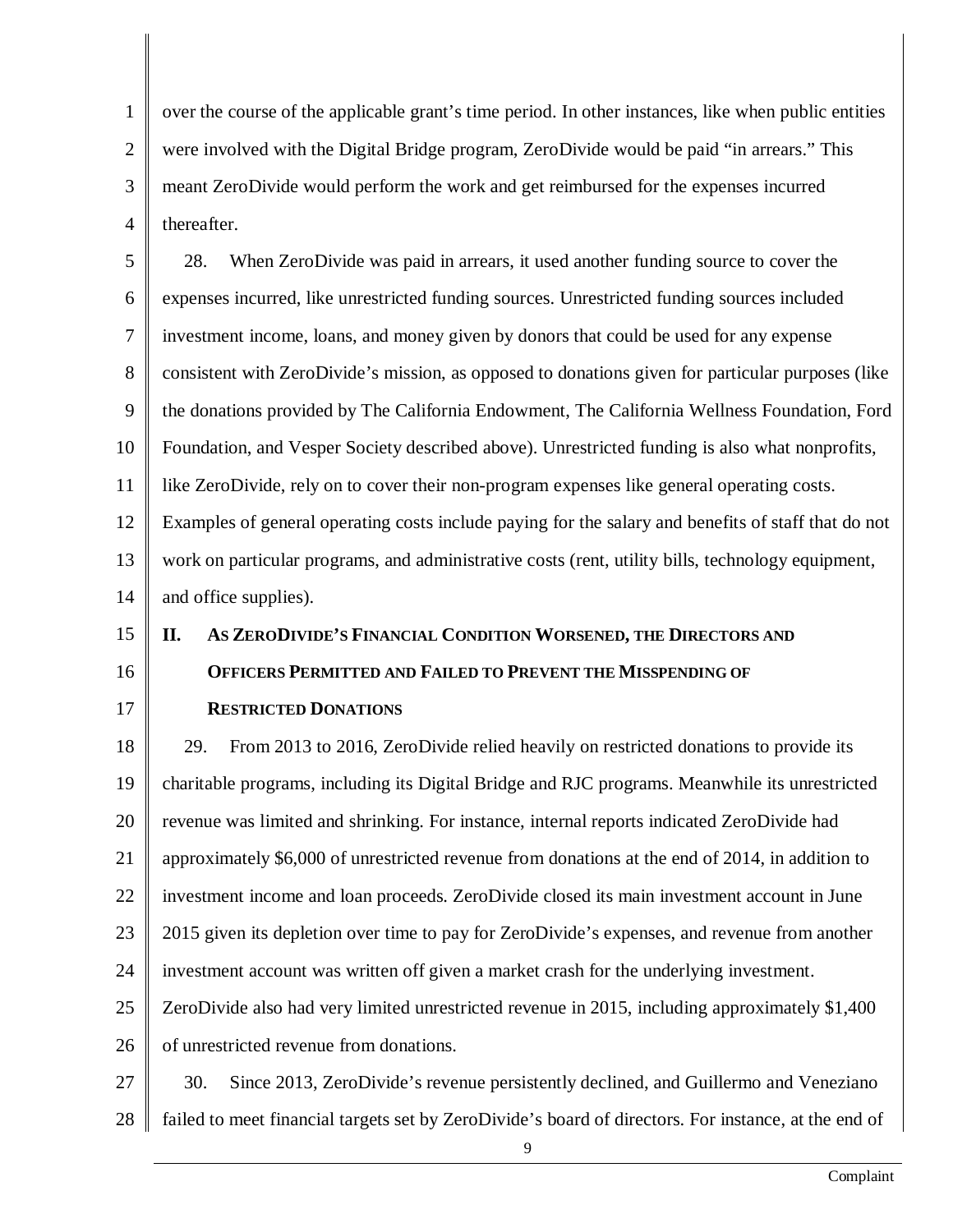over the course of the applicable grant's time period. In other instances, like when public entities were involved with the Digital Bridge program, ZeroDivide would be paid "in arrears." This meant ZeroDivide would perform the work and get reimbursed for the expenses incurred thereafter.

28. When ZeroDivide was paid in arrears, it used another funding source to cover the expenses incurred, like unrestricted funding sources. Unrestricted funding sources included investment income, loans, and money given by donors that could be used for any expense consistent with ZeroDivide's mission, as opposed to donations given for particular purposes (like the donations provided by The California Endowment, The California Wellness Foundation, Ford Foundation, and Vesper Society described above). Unrestricted funding is also what nonprofits, like ZeroDivide, rely on to cover their non-program expenses like general operating costs. Examples of general operating costs include paying for the salary and benefits of staff that do not work on particular programs, and administrative costs (rent, utility bills, technology equipment, and office supplies).

## II. As ZeroDivide's Financial Condition Worsened, the Directors and Officers Permitted and Failed to Prevent the Misspending of Restricted Donations

29. From 2013 to 2016, ZeroDivide relied heavily on restricted donations to provide its charitable programs, including its Digital Bridge and RJC programs. Meanwhile its unrestricted revenue was limited and shrinking. For instance, internal reports indicated ZeroDivide had approximately $6,000 of unrestricted revenue from donations at the end of 2014, in addition to investment income and loan proceeds. ZeroDivide closed its main investment account in June 2015 given its depletion over time to pay for ZeroDivide's expenses, and revenue from another investment account was written off given a market crash for the underlying investment. ZeroDivide also had very limited unrestricted revenue in 2015, including approximately $1,400 of unrestricted revenue from donations.

30. Since 2013, ZeroDivide's revenue persistently declined, and Guillermo and Veneziano failed to meet financial targets set by ZeroDivide's board of directors. For instance, at the end of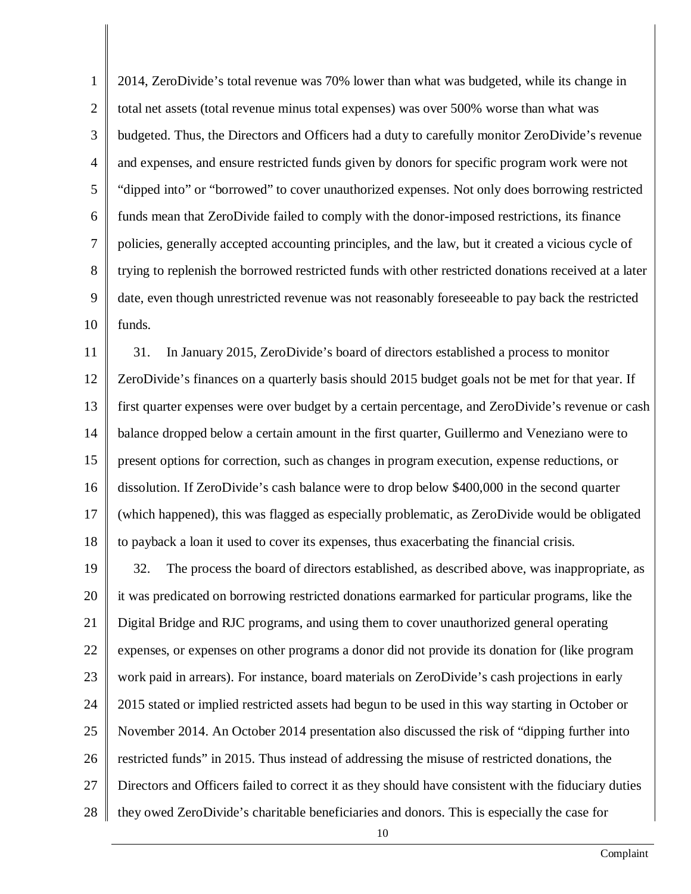2014, ZeroDivide's total revenue was 70% lower than what was budgeted, while its change in total net assets (total revenue minus total expenses) was over 500% worse than what was budgeted. Thus, the Directors and Officers had a duty to carefully monitor ZeroDivide's revenue and expenses, and ensure restricted funds given by donors for specific program work were not "dipped into" or "borrowed" to cover unauthorized expenses. Not only does borrowing restricted funds mean that ZeroDivide failed to comply with the donor-imposed restrictions, its finance policies, generally accepted accounting principles, and the law, but it created a vicious cycle of trying to replenish the borrowed restricted funds with other restricted donations received at a later date, even though unrestricted revenue was not reasonably foreseeable to pay back the restricted funds.

31. In January 2015, ZeroDivide's board of directors established a process to monitor ZeroDivide's finances on a quarterly basis should 2015 budget goals not be met for that year. If first quarter expenses were over budget by a certain percentage, and ZeroDivide's revenue or cash balance dropped below a certain amount in the first quarter, Guillermo and Veneziano were to present options for correction, such as changes in program execution, expense reductions, or dissolution. If ZeroDivide's cash balance were to drop below $400,000 in the second quarter (which happened), this was flagged as especially problematic, as ZeroDivide would be obligated to payback a loan it used to cover its expenses, thus exacerbating the financial crisis.

32. The process the board of directors established, as described above, was inappropriate, as it was predicated on borrowing restricted donations earmarked for particular programs, like the Digital Bridge and RJC programs, and using them to cover unauthorized general operating expenses, or expenses on other programs a donor did not provide its donation for (like program work paid in arrears). For instance, board materials on ZeroDivide's cash projections in early 2015 stated or implied restricted assets had begun to be used in this way starting in October or November 2014. An October 2014 presentation also discussed the risk of "dipping further into restricted funds" in 2015. Thus instead of addressing the misuse of restricted donations, the Directors and Officers failed to correct it as they should have consistent with the fiduciary duties they owed ZeroDivide's charitable beneficiaries and donors. This is especially the case for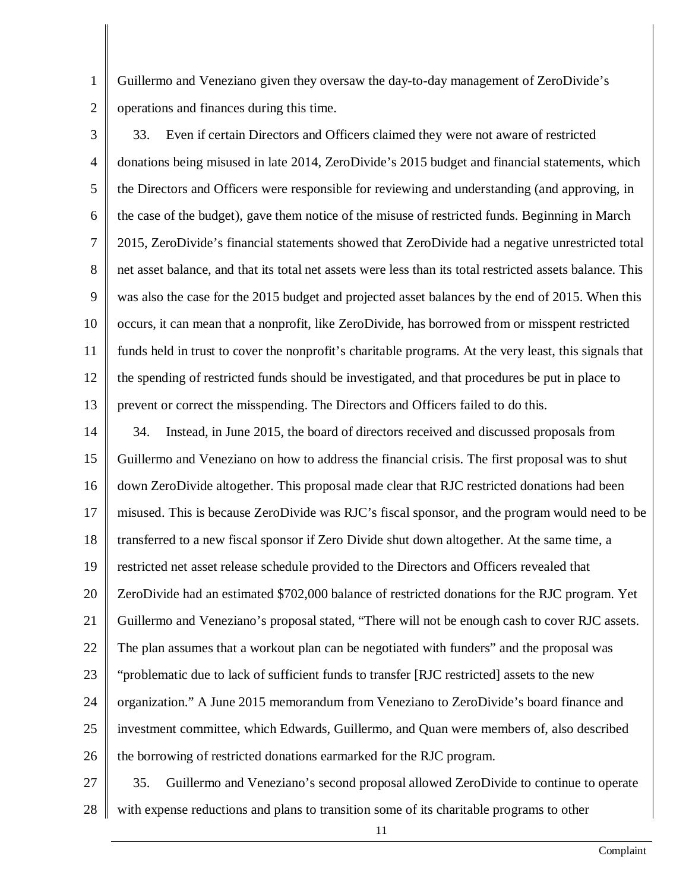Guillermo and Veneziano given they oversaw the day-to-day management of ZeroDivide's operations and finances during this time.

33. Even if certain Directors and Officers claimed they were not aware of restricted donations being misused in late 2014, ZeroDivide's 2015 budget and financial statements, which the Directors and Officers were responsible for reviewing and understanding (and approving, in the case of the budget), gave them notice of the misuse of restricted funds. Beginning in March 2015, ZeroDivide's financial statements showed that ZeroDivide had a negative unrestricted total net asset balance, and that its total net assets were less than its total restricted assets balance. This was also the case for the 2015 budget and projected asset balances by the end of 2015. When this occurs, it can mean that a nonprofit, like ZeroDivide, has borrowed from or misspent restricted funds held in trust to cover the nonprofit's charitable programs. At the very least, this signals that the spending of restricted funds should be investigated, and that procedures be put in place to prevent or correct the misspending. The Directors and Officers failed to do this.

34. Instead, in June 2015, the board of directors received and discussed proposals from Guillermo and Veneziano on how to address the financial crisis. The first proposal was to shut down ZeroDivide altogether. This proposal made clear that RJC restricted donations had been misused. This is because ZeroDivide was RJC's fiscal sponsor, and the program would need to be transferred to a new fiscal sponsor if Zero Divide shut down altogether. At the same time, a restricted net asset release schedule provided to the Directors and Officers revealed that ZeroDivide had an estimated $702,000 balance of restricted donations for the RJC program. Yet Guillermo and Veneziano's proposal stated, "There will not be enough cash to cover RJC assets. The plan assumes that a workout plan can be negotiated with funders" and the proposal was "problematic due to lack of sufficient funds to transfer [RJC restricted] assets to the new organization." A June 2015 memorandum from Veneziano to ZeroDivide's board finance and investment committee, which Edwards, Guillermo, and Quan were members of, also described the borrowing of restricted donations earmarked for the RJC program.

35. Guillermo and Veneziano's second proposal allowed ZeroDivide to continue to operate with expense reductions and plans to transition some of its charitable programs to other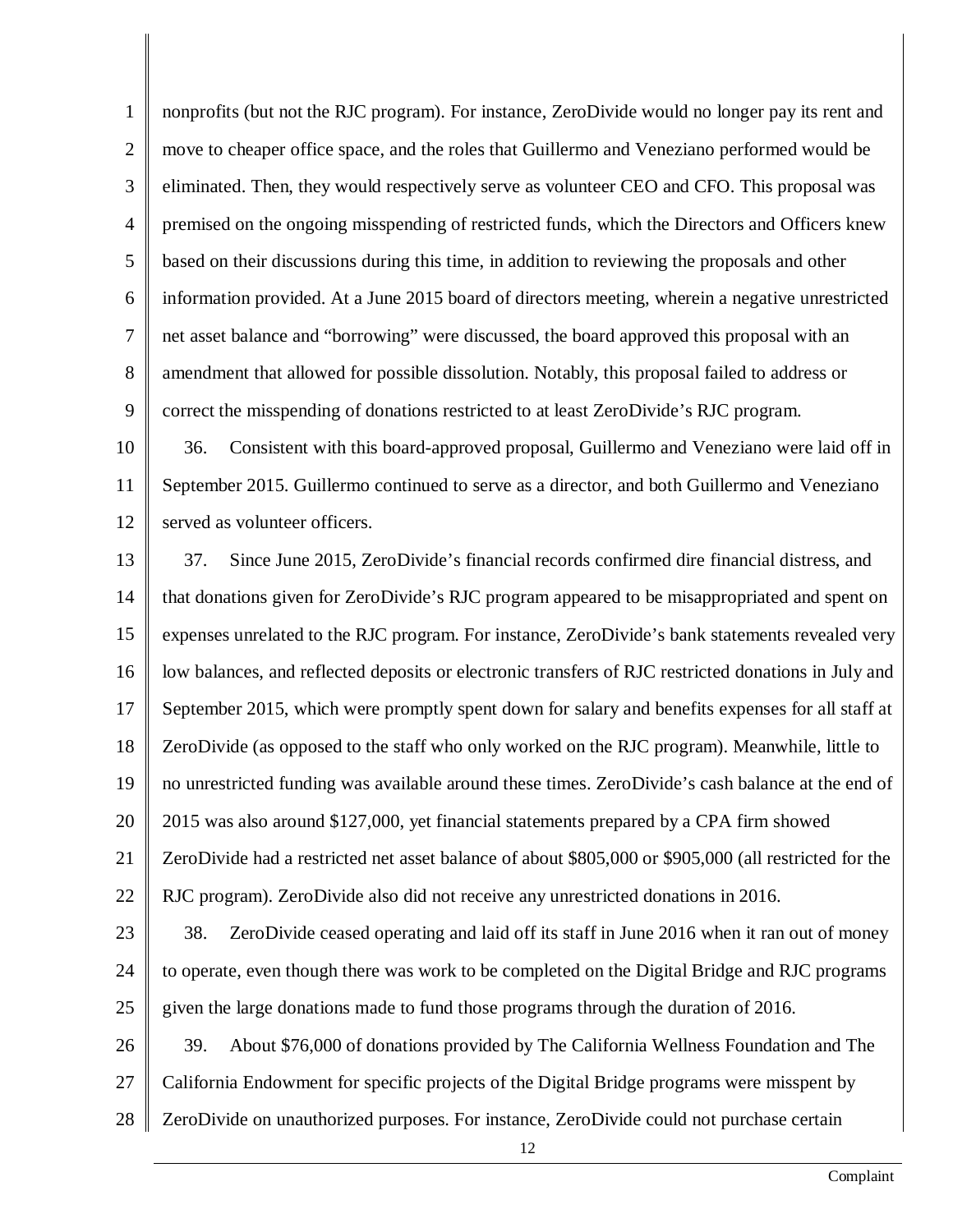nonprofits (but not the RJC program). For instance, ZeroDivide would no longer pay its rent and move to cheaper office space, and the roles that Guillermo and Veneziano performed would be eliminated. Then, they would respectively serve as volunteer CEO and CFO. This proposal was premised on the ongoing misspending of restricted funds, which the Directors and Officers knew based on their discussions during this time, in addition to reviewing the proposals and other information provided. At a June 2015 board of directors meeting, wherein a negative unrestricted net asset balance and "borrowing" were discussed, the board approved this proposal with an amendment that allowed for possible dissolution. Notably, this proposal failed to address or correct the misspending of donations restricted to at least ZeroDivide's RJC program.

36. Consistent with this board-approved proposal, Guillermo and Veneziano were laid off in September 2015. Guillermo continued to serve as a director, and both Guillermo and Veneziano served as volunteer officers.

37. Since June 2015, ZeroDivide's financial records confirmed dire financial distress, and that donations given for ZeroDivide's RJC program appeared to be misappropriated and spent on expenses unrelated to the RJC program. For instance, ZeroDivide's bank statements revealed very low balances, and reflected deposits or electronic transfers of RJC restricted donations in July and September 2015, which were promptly spent down for salary and benefits expenses for all staff at ZeroDivide (as opposed to the staff who only worked on the RJC program). Meanwhile, little to no unrestricted funding was available around these times. ZeroDivide's cash balance at the end of 2015 was also around $127,000, yet financial statements prepared by a CPA firm showed ZeroDivide had a restricted net asset balance of about $805,000 or $905,000 (all restricted for the RJC program). ZeroDivide also did not receive any unrestricted donations in 2016.

38. ZeroDivide ceased operating and laid off its staff in June 2016 when it ran out of money to operate, even though there was work to be completed on the Digital Bridge and RJC programs given the large donations made to fund those programs through the duration of 2016.

39. About $76,000 of donations provided by The California Wellness Foundation and The California Endowment for specific projects of the Digital Bridge programs were misspent by ZeroDivide on unauthorized purposes. For instance, ZeroDivide could not purchase certain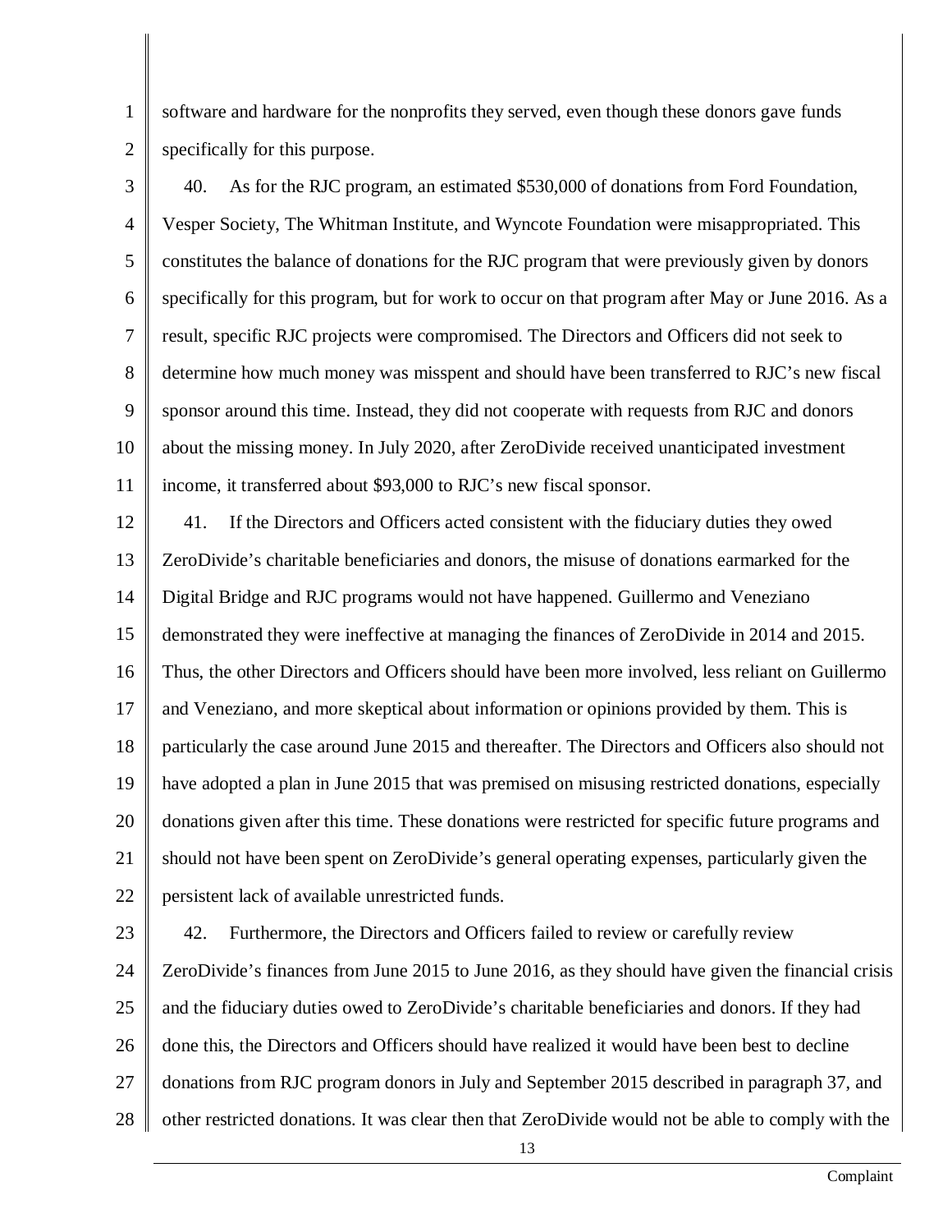software and hardware for the nonprofits they served, even though these donors gave funds specifically for this purpose.

40. As for the RJC program, an estimated $530,000 of donations from Ford Foundation, Vesper Society, The Whitman Institute, and Wyncote Foundation were misappropriated. This constitutes the balance of donations for the RJC program that were previously given by donors specifically for this program, but for work to occur on that program after May or June 2016. As a result, specific RJC projects were compromised. The Directors and Officers did not seek to determine how much money was misspent and should have been transferred to RJC's new fiscal sponsor around this time. Instead, they did not cooperate with requests from RJC and donors about the missing money. In July 2020, after ZeroDivide received unanticipated investment income, it transferred about $93,000 to RJC's new fiscal sponsor.

41. If the Directors and Officers acted consistent with the fiduciary duties they owed ZeroDivide's charitable beneficiaries and donors, the misuse of donations earmarked for the Digital Bridge and RJC programs would not have happened. Guillermo and Veneziano demonstrated they were ineffective at managing the finances of ZeroDivide in 2014 and 2015. Thus, the other Directors and Officers should have been more involved, less reliant on Guillermo and Veneziano, and more skeptical about information or opinions provided by them. This is particularly the case around June 2015 and thereafter. The Directors and Officers also should not have adopted a plan in June 2015 that was premised on misusing restricted donations, especially donations given after this time. These donations were restricted for specific future programs and should not have been spent on ZeroDivide's general operating expenses, particularly given the persistent lack of available unrestricted funds.

42. Furthermore, the Directors and Officers failed to review or carefully review ZeroDivide's finances from June 2015 to June 2016, as they should have given the financial crisis and the fiduciary duties owed to ZeroDivide's charitable beneficiaries and donors. If they had done this, the Directors and Officers should have realized it would have been best to decline donations from RJC program donors in July and September 2015 described in paragraph 37, and other restricted donations. It was clear then that ZeroDivide would not be able to comply with the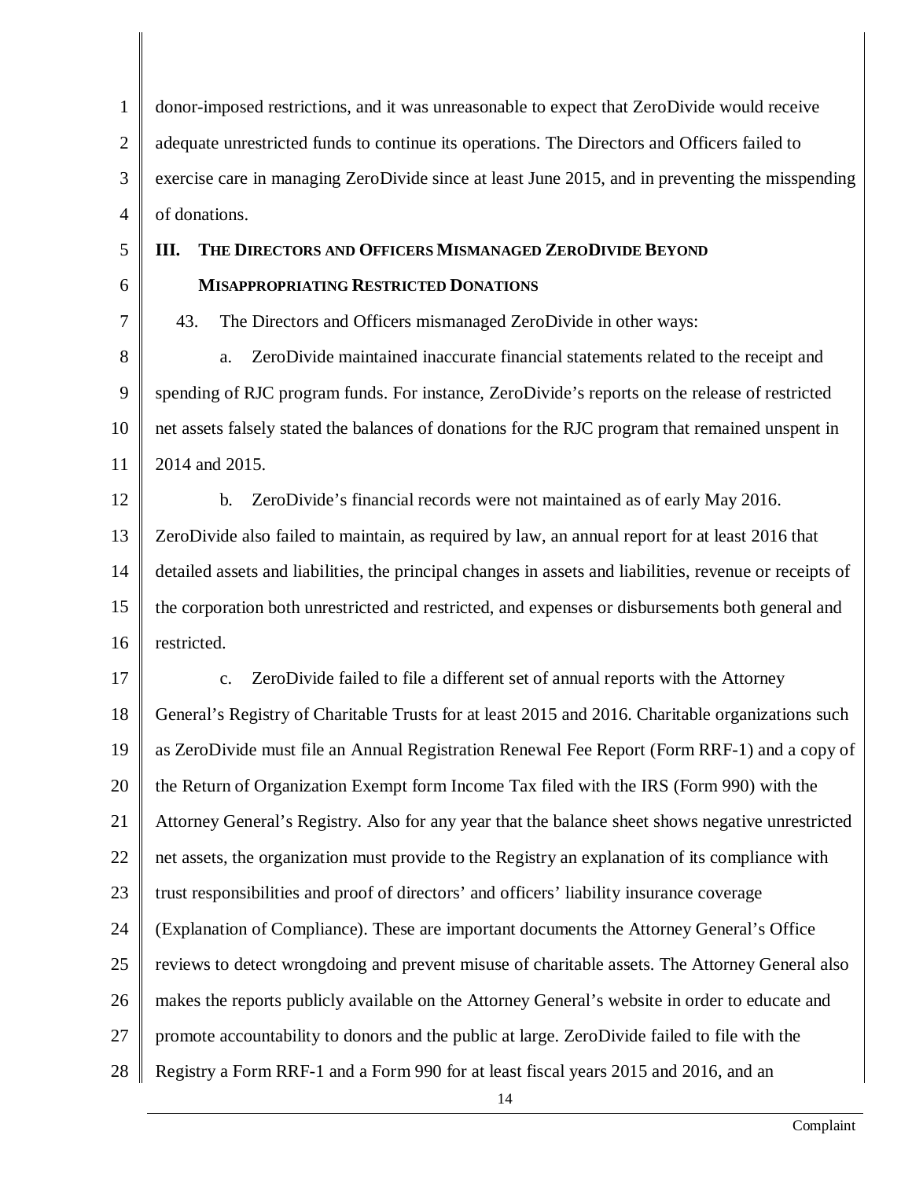donor-imposed restrictions, and it was unreasonable to expect that ZeroDivide would receive adequate unrestricted funds to continue its operations. The Directors and Officers failed to exercise care in managing ZeroDivide since at least June 2015, and in preventing the misspending of donations.

## III. The Directors and Officers Mismanaged ZeroDivide Beyond Misappropriating Restricted Donations

43. The Directors and Officers mismanaged ZeroDivide in other ways:

a. ZeroDivide maintained inaccurate financial statements related to the receipt and spending of RJC program funds. For instance, ZeroDivide's reports on the release of restricted net assets falsely stated the balances of donations for the RJC program that remained unspent in 2014 and 2015.

b. ZeroDivide's financial records were not maintained as of early May 2016. ZeroDivide also failed to maintain, as required by law, an annual report for at least 2016 that detailed assets and liabilities, the principal changes in assets and liabilities, revenue or receipts of the corporation both unrestricted and restricted, and expenses or disbursements both general and restricted.

c. ZeroDivide failed to file a different set of annual reports with the Attorney General's Registry of Charitable Trusts for at least 2015 and 2016. Charitable organizations such as ZeroDivide must file an Annual Registration Renewal Fee Report (Form RRF-1) and a copy of the Return of Organization Exempt form Income Tax filed with the IRS (Form 990) with the Attorney General's Registry. Also for any year that the balance sheet shows negative unrestricted net assets, the organization must provide to the Registry an explanation of its compliance with trust responsibilities and proof of directors' and officers' liability insurance coverage (Explanation of Compliance). These are important documents the Attorney General's Office reviews to detect wrongdoing and prevent misuse of charitable assets. The Attorney General also makes the reports publicly available on the Attorney General's website in order to educate and promote accountability to donors and the public at large. ZeroDivide failed to file with the Registry a Form RRF-1 and a Form 990 for at least fiscal years 2015 and 2016, and an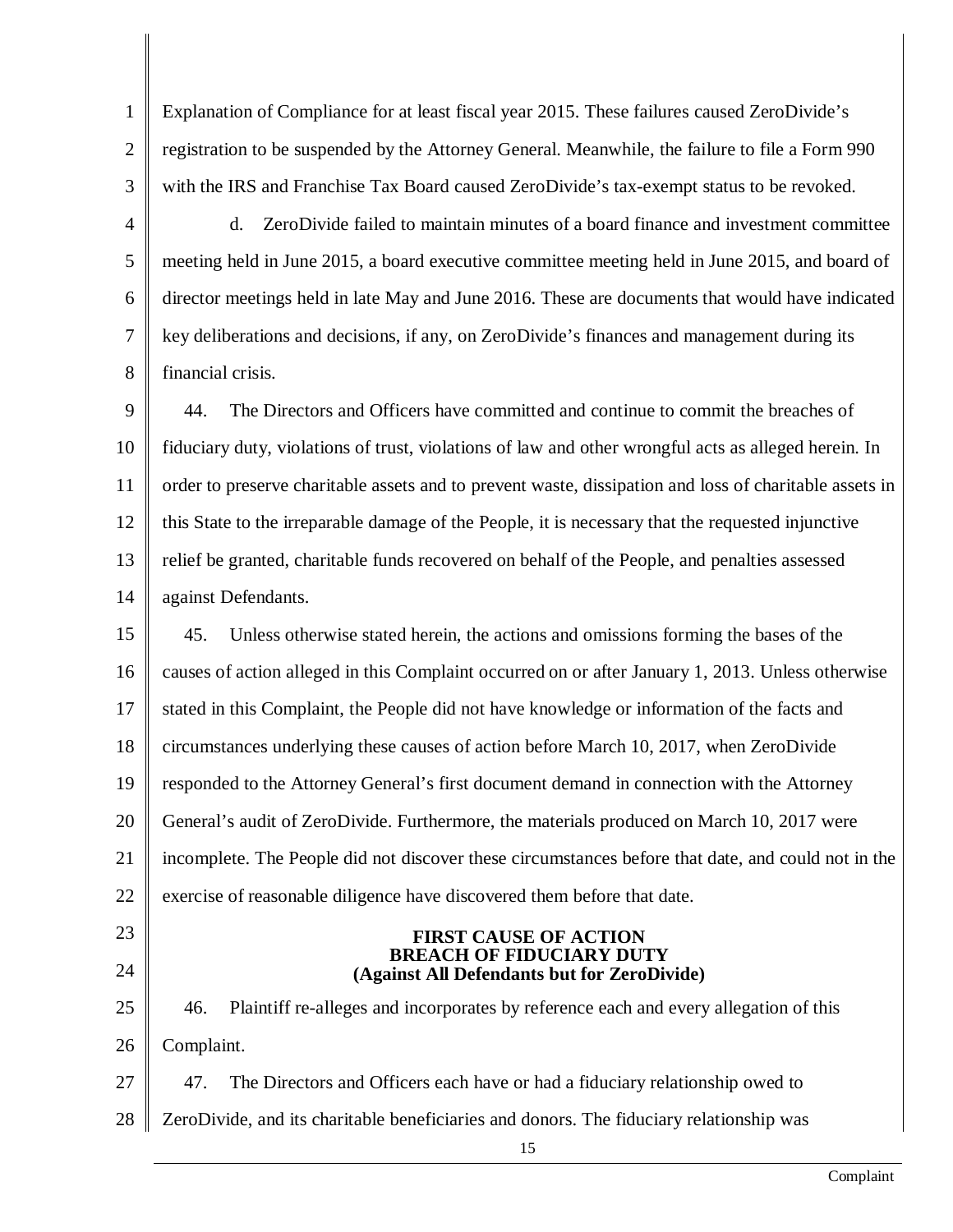Explanation of Compliance for at least fiscal year 2015. These failures caused ZeroDivide's registration to be suspended by the Attorney General. Meanwhile, the failure to file a Form 990 with the IRS and Franchise Tax Board caused ZeroDivide's tax-exempt status to be revoked.

d. ZeroDivide failed to maintain minutes of a board finance and investment committee meeting held in June 2015, a board executive committee meeting held in June 2015, and board of director meetings held in late May and June 2016. These are documents that would have indicated key deliberations and decisions, if any, on ZeroDivide's finances and management during its financial crisis.

44. The Directors and Officers have committed and continue to commit the breaches of fiduciary duty, violations of trust, violations of law and other wrongful acts as alleged herein. In order to preserve charitable assets and to prevent waste, dissipation and loss of charitable assets in this State to the irreparable damage of the People, it is necessary that the requested injunctive relief be granted, charitable funds recovered on behalf of the People, and penalties assessed against Defendants.

45. Unless otherwise stated herein, the actions and omissions forming the bases of the causes of action alleged in this Complaint occurred on or after January 1, 2013. Unless otherwise stated in this Complaint, the People did not have knowledge or information of the facts and circumstances underlying these causes of action before March 10, 2017, when ZeroDivide responded to the Attorney General's first document demand in connection with the Attorney General's audit of ZeroDivide. Furthermore, the materials produced on March 10, 2017 were incomplete. The People did not discover these circumstances before that date, and could not in the exercise of reasonable diligence have discovered them before that date.

## FIRST CAUSE OF ACTION
## BREACH OF FIDUCIARY DUTY
**(Against All Defendants but for ZeroDivide)**

46. Plaintiff re-alleges and incorporates by reference each and every allegation of this Complaint.

47. The Directors and Officers each have or had a fiduciary relationship owed to ZeroDivide, and its charitable beneficiaries and donors. The fiduciary relationship was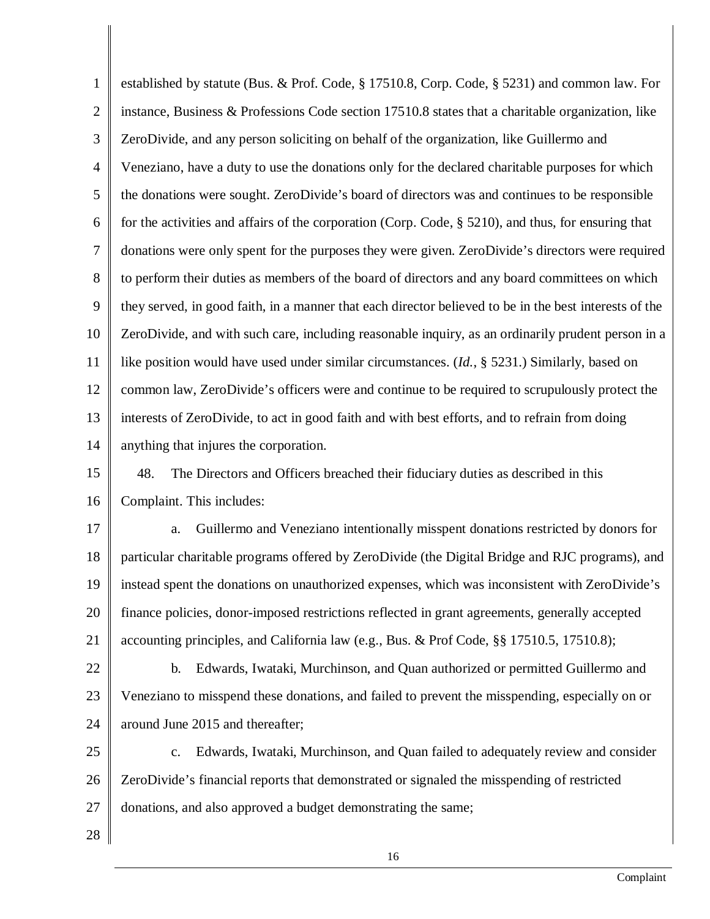established by statute (Bus. & Prof. Code, § 17510.8, Corp. Code, § 5231) and common law. For instance, Business & Professions Code section 17510.8 states that a charitable organization, like ZeroDivide, and any person soliciting on behalf of the organization, like Guillermo and Veneziano, have a duty to use the donations only for the declared charitable purposes for which the donations were sought. ZeroDivide's board of directors was and continues to be responsible for the activities and affairs of the corporation (Corp. Code, § 5210), and thus, for ensuring that donations were only spent for the purposes they were given. ZeroDivide's directors were required to perform their duties as members of the board of directors and any board committees on which they served, in good faith, in a manner that each director believed to be in the best interests of the ZeroDivide, and with such care, including reasonable inquiry, as an ordinarily prudent person in a like position would have used under similar circumstances. (*Id.*, § 5231.) Similarly, based on common law, ZeroDivide's officers were and continue to be required to scrupulously protect the interests of ZeroDivide, to act in good faith and with best efforts, and to refrain from doing anything that injures the corporation.

48. The Directors and Officers breached their fiduciary duties as described in this Complaint. This includes:

a. Guillermo and Veneziano intentionally misspent donations restricted by donors for particular charitable programs offered by ZeroDivide (the Digital Bridge and RJC programs), and instead spent the donations on unauthorized expenses, which was inconsistent with ZeroDivide's finance policies, donor-imposed restrictions reflected in grant agreements, generally accepted accounting principles, and California law (e.g., Bus. & Prof Code, §§ 17510.5, 17510.8);

b. Edwards, Iwataki, Murchinson, and Quan authorized or permitted Guillermo and Veneziano to misspend these donations, and failed to prevent the misspending, especially on or around June 2015 and thereafter;

c. Edwards, Iwataki, Murchinson, and Quan failed to adequately review and consider ZeroDivide's financial reports that demonstrated or signaled the misspending of restricted donations, and also approved a budget demonstrating the same;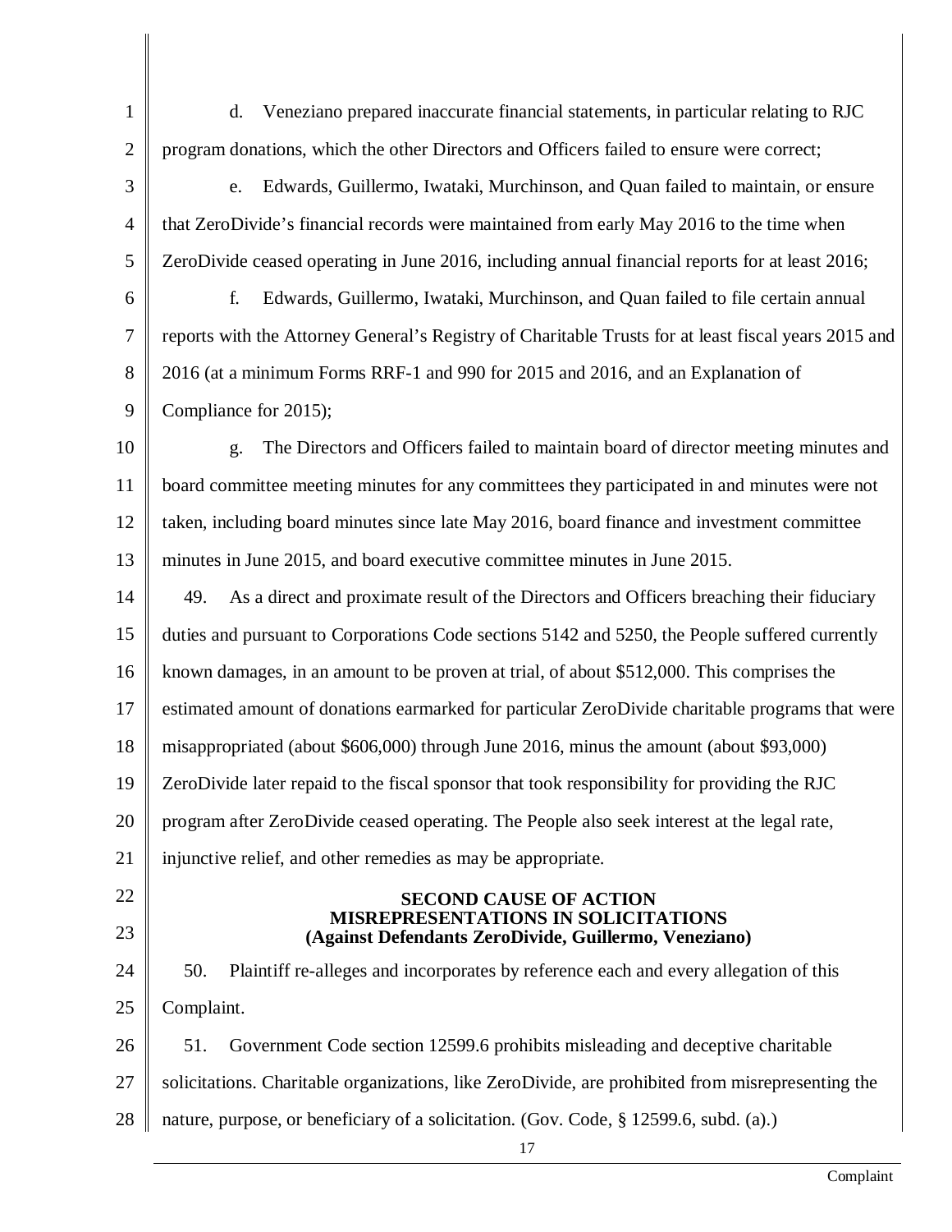d. Veneziano prepared inaccurate financial statements, in particular relating to RJC program donations, which the other Directors and Officers failed to ensure were correct;

e. Edwards, Guillermo, Iwataki, Murchinson, and Quan failed to maintain, or ensure that ZeroDivide's financial records were maintained from early May 2016 to the time when ZeroDivide ceased operating in June 2016, including annual financial reports for at least 2016;

f. Edwards, Guillermo, Iwataki, Murchinson, and Quan failed to file certain annual reports with the Attorney General's Registry of Charitable Trusts for at least fiscal years 2015 and 2016 (at a minimum Forms RRF-1 and 990 for 2015 and 2016, and an Explanation of Compliance for 2015);

g. The Directors and Officers failed to maintain board of director meeting minutes and board committee meeting minutes for any committees they participated in and minutes were not taken, including board minutes since late May 2016, board finance and investment committee minutes in June 2015, and board executive committee minutes in June 2015.

49. As a direct and proximate result of the Directors and Officers breaching their fiduciary duties and pursuant to Corporations Code sections 5142 and 5250, the People suffered currently known damages, in an amount to be proven at trial, of about $512,000. This comprises the estimated amount of donations earmarked for particular ZeroDivide charitable programs that were misappropriated (about $606,000) through June 2016, minus the amount (about $93,000) ZeroDivide later repaid to the fiscal sponsor that took responsibility for providing the RJC program after ZeroDivide ceased operating. The People also seek interest at the legal rate, injunctive relief, and other remedies as may be appropriate.

**SECOND CAUSE OF ACTION**
**MISREPRESENTATIONS IN SOLICITATIONS**
**(Against Defendants ZeroDivide, Guillermo, Veneziano)**

50. Plaintiff re-alleges and incorporates by reference each and every allegation of this Complaint.

51. Government Code section 12599.6 prohibits misleading and deceptive charitable solicitations. Charitable organizations, like ZeroDivide, are prohibited from misrepresenting the nature, purpose, or beneficiary of a solicitation. (Gov. Code, § 12599.6, subd. (a).)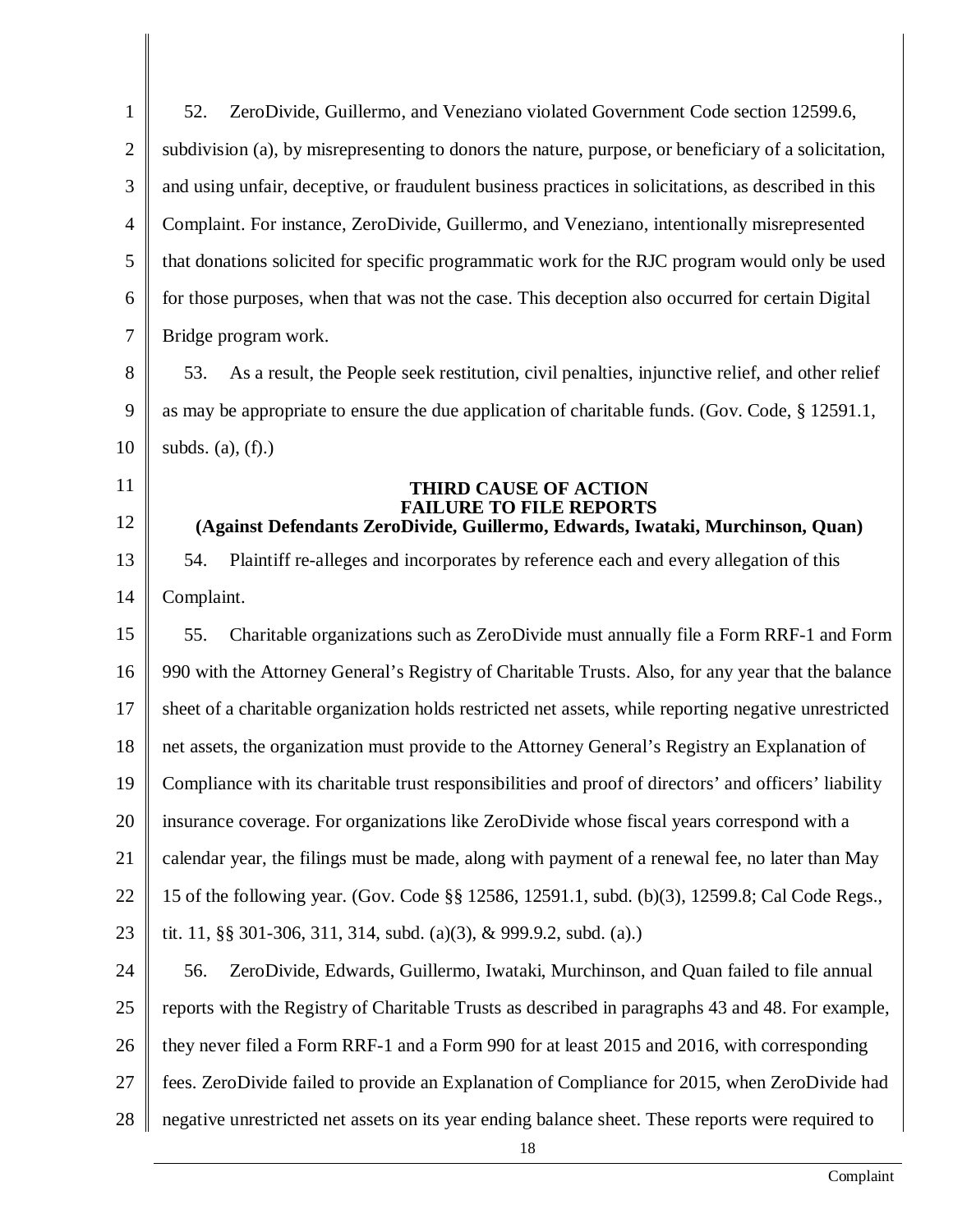52. ZeroDivide, Guillermo, and Veneziano violated Government Code section 12599.6, subdivision (a), by misrepresenting to donors the nature, purpose, or beneficiary of a solicitation, and using unfair, deceptive, or fraudulent business practices in solicitations, as described in this Complaint. For instance, ZeroDivide, Guillermo, and Veneziano, intentionally misrepresented that donations solicited for specific programmatic work for the RJC program would only be used for those purposes, when that was not the case. This deception also occurred for certain Digital Bridge program work.

53. As a result, the People seek restitution, civil penalties, injunctive relief, and other relief as may be appropriate to ensure the due application of charitable funds. (Gov. Code, § 12591.1, subds. (a), (f).)

**THIRD CAUSE OF ACTION**
**FAILURE TO FILE REPORTS**
**(Against Defendants ZeroDivide, Guillermo, Edwards, Iwataki, Murchinson, Quan)**

54. Plaintiff re-alleges and incorporates by reference each and every allegation of this Complaint.

55. Charitable organizations such as ZeroDivide must annually file a Form RRF-1 and Form 990 with the Attorney General's Registry of Charitable Trusts. Also, for any year that the balance sheet of a charitable organization holds restricted net assets, while reporting negative unrestricted net assets, the organization must provide to the Attorney General's Registry an Explanation of Compliance with its charitable trust responsibilities and proof of directors' and officers' liability insurance coverage. For organizations like ZeroDivide whose fiscal years correspond with a calendar year, the filings must be made, along with payment of a renewal fee, no later than May 15 of the following year. (Gov. Code §§ 12586, 12591.1, subd. (b)(3), 12599.8; Cal Code Regs., tit. 11, §§ 301-306, 311, 314, subd. (a)(3), & 999.9.2, subd. (a).)

56. ZeroDivide, Edwards, Guillermo, Iwataki, Murchinson, and Quan failed to file annual reports with the Registry of Charitable Trusts as described in paragraphs 43 and 48. For example, they never filed a Form RRF-1 and a Form 990 for at least 2015 and 2016, with corresponding fees. ZeroDivide failed to provide an Explanation of Compliance for 2015, when ZeroDivide had negative unrestricted net assets on its year ending balance sheet. These reports were required to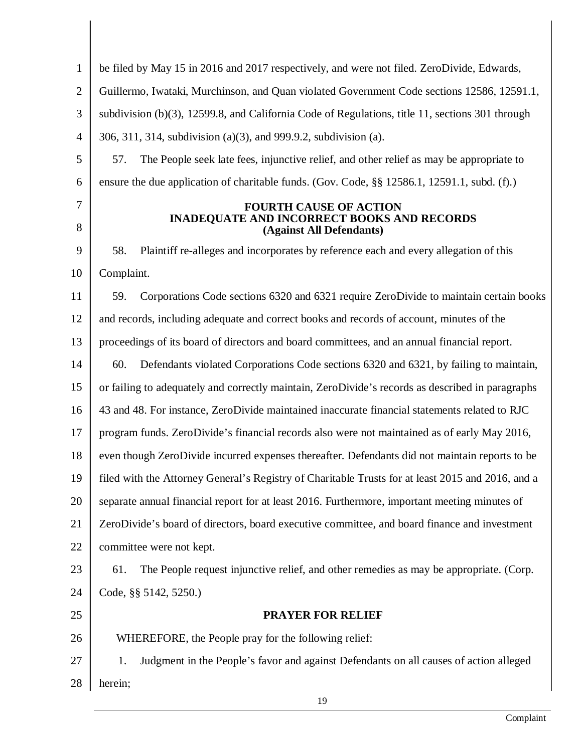be filed by May 15 in 2016 and 2017 respectively, and were not filed. ZeroDivide, Edwards, Guillermo, Iwataki, Murchinson, and Quan violated Government Code sections 12586, 12591.1, subdivision (b)(3), 12599.8, and California Code of Regulations, title 11, sections 301 through 306, 311, 314, subdivision (a)(3), and 999.9.2, subdivision (a).

57. The People seek late fees, injunctive relief, and other relief as may be appropriate to ensure the due application of charitable funds. (Gov. Code, §§ 12586.1, 12591.1, subd. (f).)

**FOURTH CAUSE OF ACTION**
**INADEQUATE AND INCORRECT BOOKS AND RECORDS**
**(Against All Defendants)**

58. Plaintiff re-alleges and incorporates by reference each and every allegation of this Complaint.

59. Corporations Code sections 6320 and 6321 require ZeroDivide to maintain certain books and records, including adequate and correct books and records of account, minutes of the proceedings of its board of directors and board committees, and an annual financial report.

60. Defendants violated Corporations Code sections 6320 and 6321, by failing to maintain, or failing to adequately and correctly maintain, ZeroDivide's records as described in paragraphs 43 and 48. For instance, ZeroDivide maintained inaccurate financial statements related to RJC program funds. ZeroDivide's financial records also were not maintained as of early May 2016, even though ZeroDivide incurred expenses thereafter. Defendants did not maintain reports to be filed with the Attorney General's Registry of Charitable Trusts for at least 2015 and 2016, and a separate annual financial report for at least 2016. Furthermore, important meeting minutes of ZeroDivide's board of directors, board executive committee, and board finance and investment committee were not kept.

61. The People request injunctive relief, and other remedies as may be appropriate. (Corp. Code, §§ 5142, 5250.)

**PRAYER FOR RELIEF**

WHEREFORE, the People pray for the following relief:

1. Judgment in the People's favor and against Defendants on all causes of action alleged herein;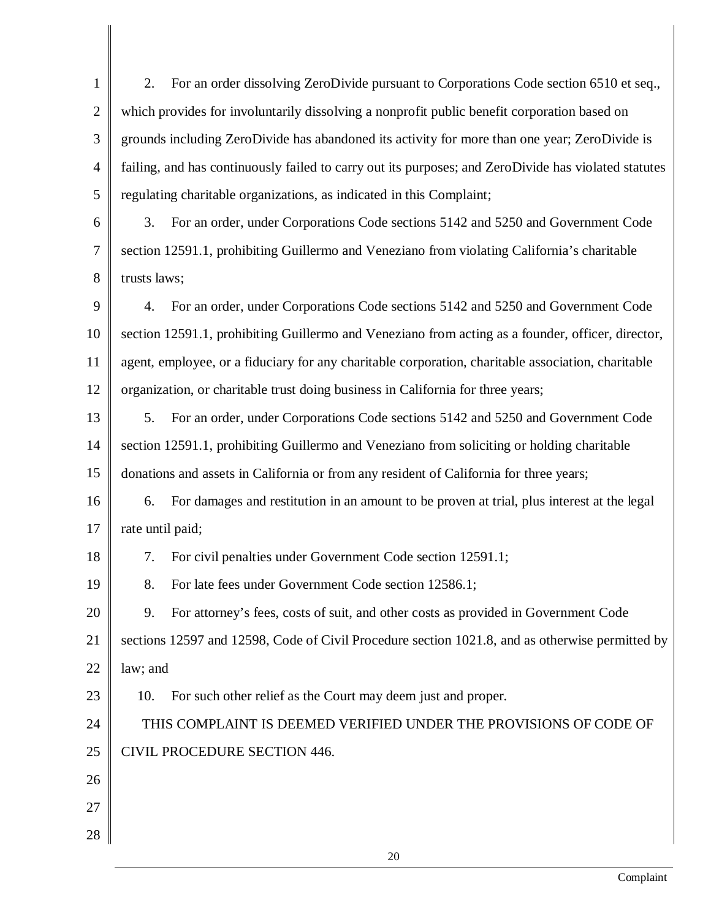2. For an order dissolving ZeroDivide pursuant to Corporations Code section 6510 et seq., which provides for involuntarily dissolving a nonprofit public benefit corporation based on grounds including ZeroDivide has abandoned its activity for more than one year; ZeroDivide is failing, and has continuously failed to carry out its purposes; and ZeroDivide has violated statutes regulating charitable organizations, as indicated in this Complaint;

3. For an order, under Corporations Code sections 5142 and 5250 and Government Code section 12591.1, prohibiting Guillermo and Veneziano from violating California's charitable trusts laws;

4. For an order, under Corporations Code sections 5142 and 5250 and Government Code section 12591.1, prohibiting Guillermo and Veneziano from acting as a founder, officer, director, agent, employee, or a fiduciary for any charitable corporation, charitable association, charitable organization, or charitable trust doing business in California for three years;

5. For an order, under Corporations Code sections 5142 and 5250 and Government Code section 12591.1, prohibiting Guillermo and Veneziano from soliciting or holding charitable donations and assets in California or from any resident of California for three years;

6. For damages and restitution in an amount to be proven at trial, plus interest at the legal rate until paid;

7. For civil penalties under Government Code section 12591.1;

8. For late fees under Government Code section 12586.1;

9. For attorney's fees, costs of suit, and other costs as provided in Government Code sections 12597 and 12598, Code of Civil Procedure section 1021.8, and as otherwise permitted by law; and

10. For such other relief as the Court may deem just and proper.

THIS COMPLAINT IS DEEMED VERIFIED UNDER THE PROVISIONS OF CODE OF CIVIL PROCEDURE SECTION 446.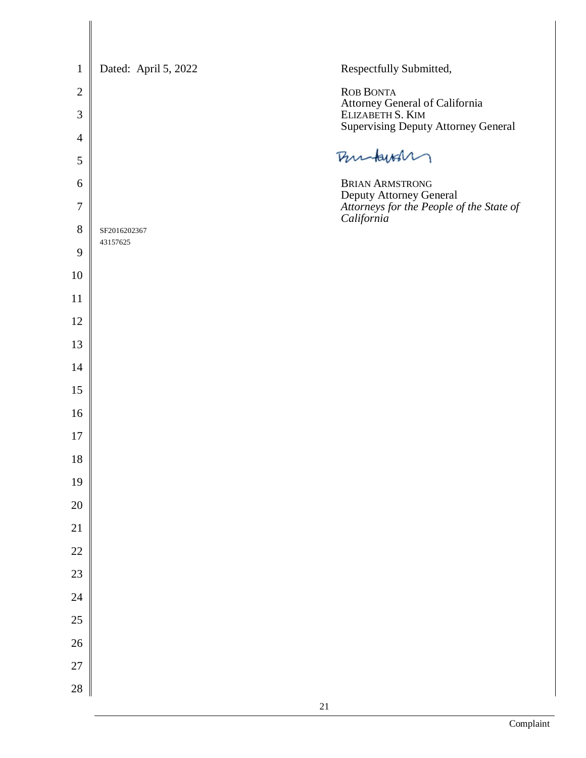Dated: April 5, 2022

Respectfully Submitted,

ROB BONTA
Attorney General of California
ELIZABETH S. KIM
Supervising Deputy Attorney General

BRIAN ARMSTRONG
Deputy Attorney General
*Attorneys for the People of the State of California*

SF2016202367
43157625

Complaint